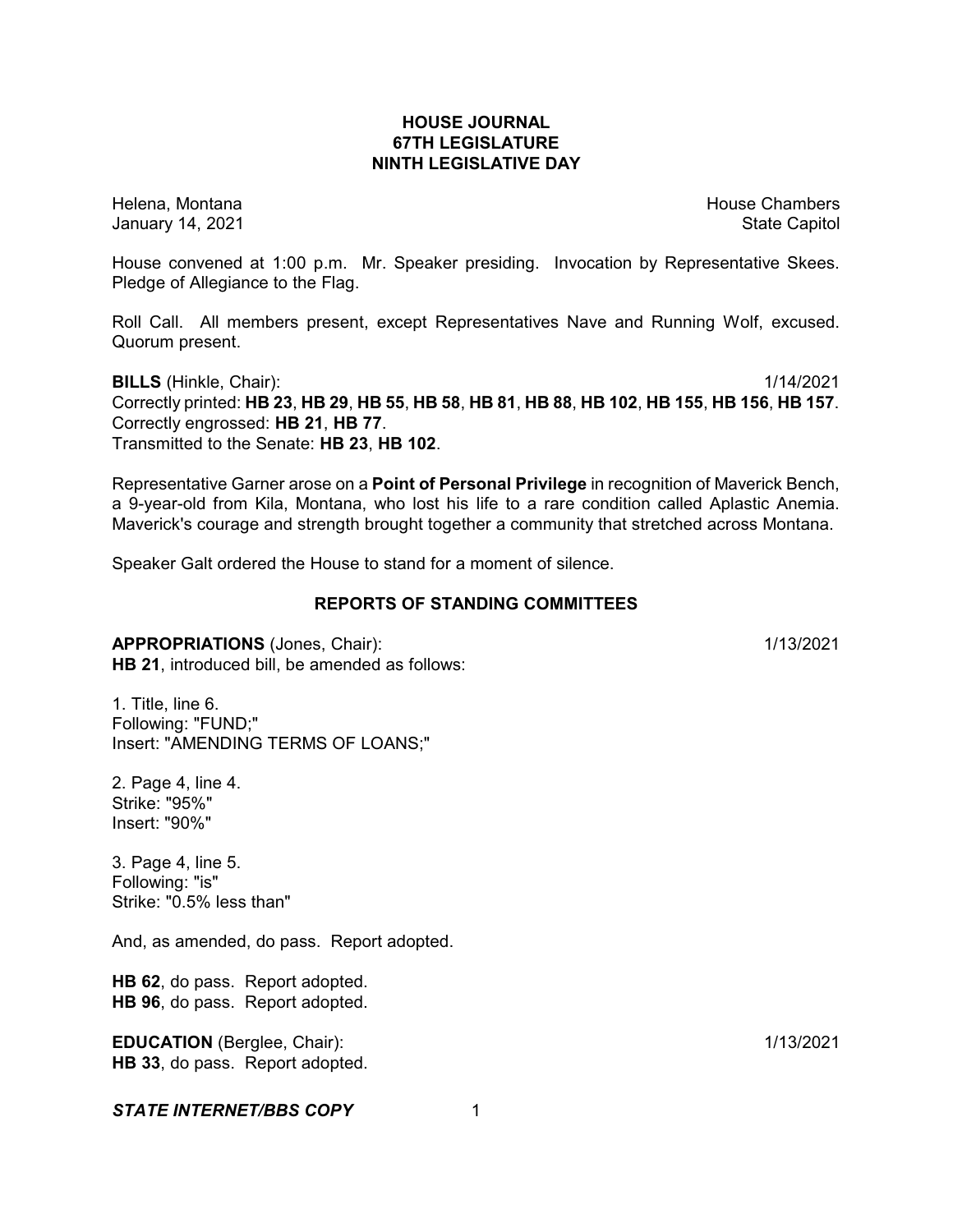# HOUSE JOURNAL
## 67TH LEGISLATURE
## NINTH LEGISLATIVE DAY

Helena, Montana House Chambers
January 14, 2021 State Capitol

House convened at 1:00 p.m. Mr. Speaker presiding. Invocation by Representative Skees. Pledge of Allegiance to the Flag.

Roll Call. All members present, except Representatives Nave and Running Wolf, excused. Quorum present.

**BILLS** (Hinkle, Chair): 1/14/2021
Correctly printed: **HB 23**, **HB 29**, **HB 55**, **HB 58**, **HB 81**, **HB 88**, **HB 102**, **HB 155**, **HB 156**, **HB 157**.
Correctly engrossed: **HB 21**, **HB 77**.
Transmitted to the Senate: **HB 23**, **HB 102**.

Representative Garner arose on a **Point of Personal Privilege** in recognition of Maverick Bench, a 9-year-old from Kila, Montana, who lost his life to a rare condition called Aplastic Anemia. Maverick's courage and strength brought together a community that stretched across Montana.

Speaker Galt ordered the House to stand for a moment of silence.

## REPORTS OF STANDING COMMITTEES

**APPROPRIATIONS** (Jones, Chair): 1/13/2021
**HB 21**, introduced bill, be amended as follows:

1. Title, line 6.
Following: "FUND;"
Insert: "AMENDING TERMS OF LOANS;"

2. Page 4, line 4.
Strike: "95%"
Insert: "90%"

3. Page 4, line 5.
Following: "is"
Strike: "0.5% less than"

And, as amended, do pass. Report adopted.

**HB 62**, do pass. Report adopted.
**HB 96**, do pass. Report adopted.

**EDUCATION** (Berglee, Chair): 1/13/2021
**HB 33**, do pass. Report adopted.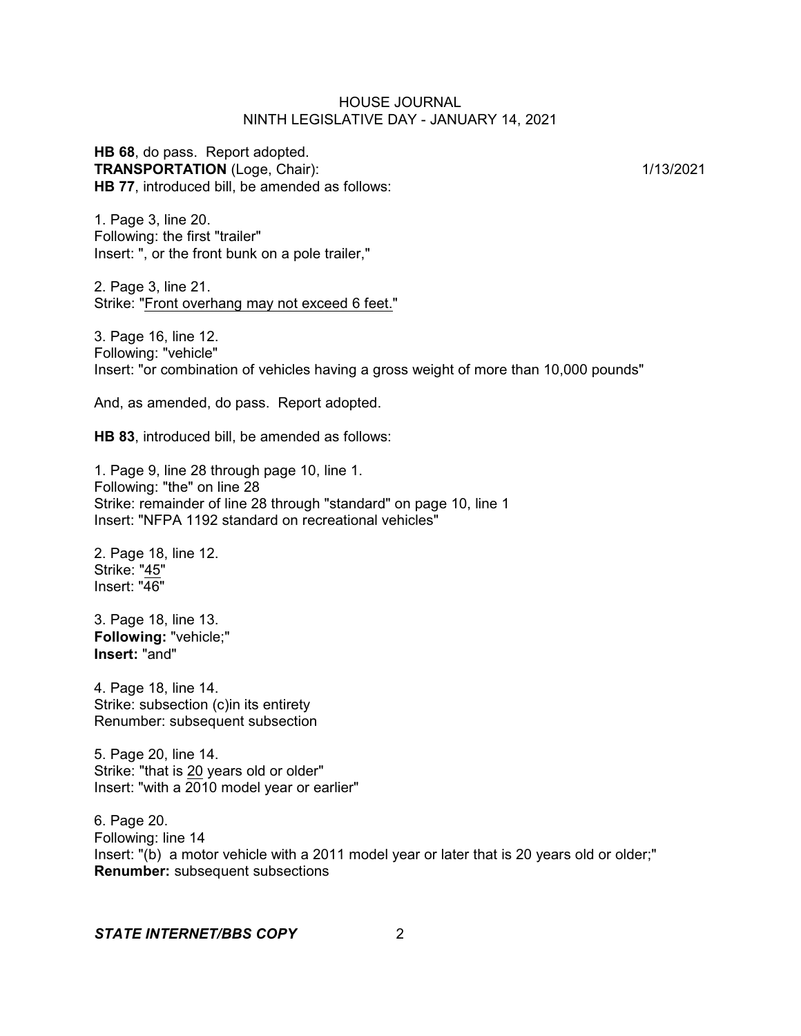**HB 68**, do pass. Report adopted.

**TRANSPORTATION** (Loge, Chair): 1/13/2021

**HB 77**, introduced bill, be amended as follows:

1. Page 3, line 20.
Following: the first "trailer"
Insert: ", or the front bunk on a pole trailer,"

2. Page 3, line 21.
Strike: "Front overhang may not exceed 6 feet."

3. Page 16, line 12.
Following: "vehicle"
Insert: "or combination of vehicles having a gross weight of more than 10,000 pounds"

And, as amended, do pass. Report adopted.

**HB 83**, introduced bill, be amended as follows:

1. Page 9, line 28 through page 10, line 1.
Following: "the" on line 28
Strike: remainder of line 28 through "standard" on page 10, line 1
Insert: "NFPA 1192 standard on recreational vehicles"

2. Page 18, line 12.
Strike: "45"
Insert: "46"

3. Page 18, line 13.
**Following:** "vehicle;"
**Insert:** "and"

4. Page 18, line 14.
Strike: subsection (c)in its entirety
Renumber: subsequent subsection

5. Page 20, line 14.
Strike: "that is 20 years old or older"
Insert: "with a 2010 model year or earlier"

6. Page 20.
Following: line 14
Insert: "(b) a motor vehicle with a 2011 model year or later that is 20 years old or older;"
**Renumber:** subsequent subsections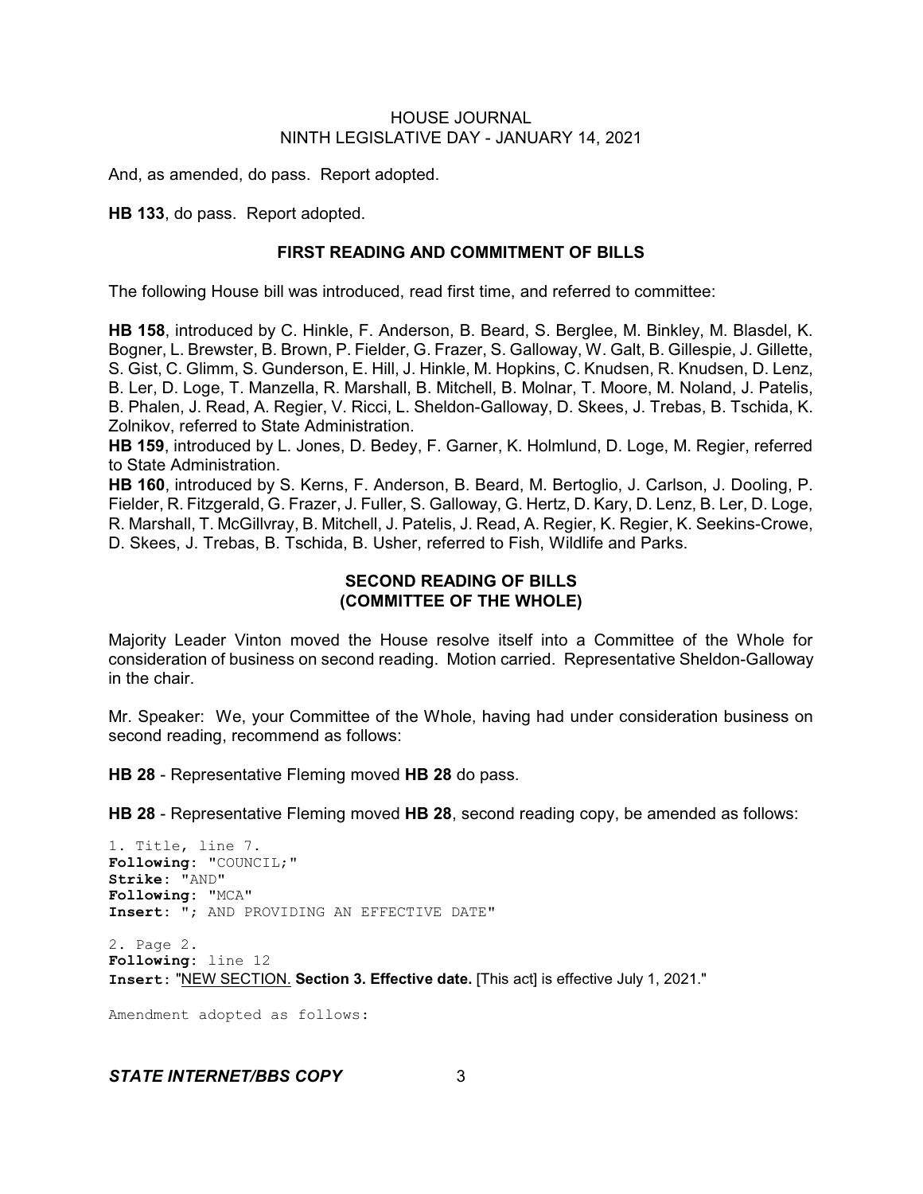And, as amended, do pass. Report adopted.

**HB 133**, do pass. Report adopted.

## FIRST READING AND COMMITMENT OF BILLS

The following House bill was introduced, read first time, and referred to committee:

**HB 158**, introduced by C. Hinkle, F. Anderson, B. Beard, S. Berglee, M. Binkley, M. Blasdel, K. Bogner, L. Brewster, B. Brown, P. Fielder, G. Frazer, S. Galloway, W. Galt, B. Gillespie, J. Gillette, S. Gist, C. Glimm, S. Gunderson, E. Hill, J. Hinkle, M. Hopkins, C. Knudsen, R. Knudsen, D. Lenz, B. Ler, D. Loge, T. Manzella, R. Marshall, B. Mitchell, B. Molnar, T. Moore, M. Noland, J. Patelis, B. Phalen, J. Read, A. Regier, V. Ricci, L. Sheldon-Galloway, D. Skees, J. Trebas, B. Tschida, K. Zolnikov, referred to State Administration.

**HB 159**, introduced by L. Jones, D. Bedey, F. Garner, K. Holmlund, D. Loge, M. Regier, referred to State Administration.

**HB 160**, introduced by S. Kerns, F. Anderson, B. Beard, M. Bertoglio, J. Carlson, J. Dooling, P. Fielder, R. Fitzgerald, G. Frazer, J. Fuller, S. Galloway, G. Hertz, D. Kary, D. Lenz, B. Ler, D. Loge, R. Marshall, T. McGillvray, B. Mitchell, J. Patelis, J. Read, A. Regier, K. Regier, K. Seekins-Crowe, D. Skees, J. Trebas, B. Tschida, B. Usher, referred to Fish, Wildlife and Parks.

## SECOND READING OF BILLS (COMMITTEE OF THE WHOLE)

Majority Leader Vinton moved the House resolve itself into a Committee of the Whole for consideration of business on second reading. Motion carried. Representative Sheldon-Galloway in the chair.

Mr. Speaker: We, your Committee of the Whole, having had under consideration business on second reading, recommend as follows:

**HB 28** - Representative Fleming moved **HB 28** do pass.

**HB 28** - Representative Fleming moved **HB 28**, second reading copy, be amended as follows:

1. Title, line 7.
**Following**: "COUNCIL;"
**Strike**: "AND"
**Following**: "MCA"
**Insert**: "; AND PROVIDING AN EFFECTIVE DATE"

2. Page 2.
**Following**: line 12
**Insert**: "NEW SECTION. **Section 3. Effective date.** [This act] is effective July 1, 2021."

Amendment adopted as follows: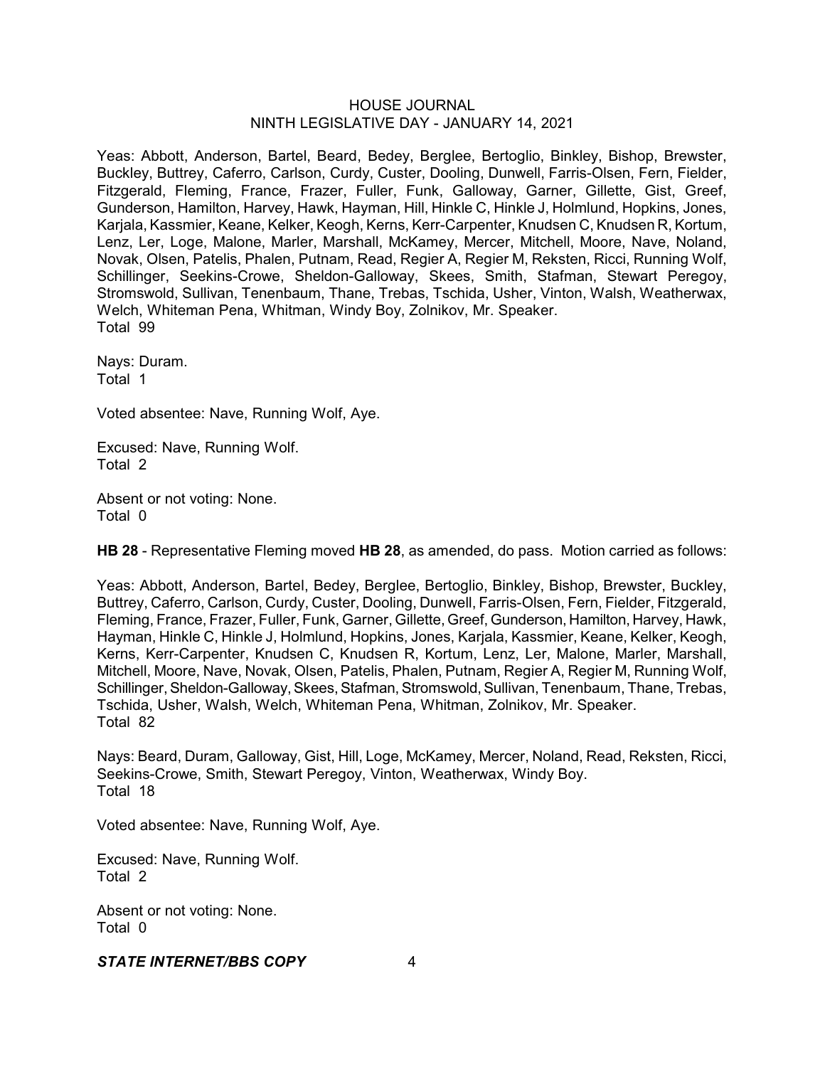Yeas: Abbott, Anderson, Bartel, Beard, Bedey, Berglee, Bertoglio, Binkley, Bishop, Brewster, Buckley, Buttrey, Caferro, Carlson, Curdy, Custer, Dooling, Dunwell, Farris-Olsen, Fern, Fielder, Fitzgerald, Fleming, France, Frazer, Fuller, Funk, Galloway, Garner, Gillette, Gist, Greef, Gunderson, Hamilton, Harvey, Hawk, Hayman, Hill, Hinkle C, Hinkle J, Holmlund, Hopkins, Jones, Karjala, Kassmier, Keane, Kelker, Keogh, Kerns, Kerr-Carpenter, Knudsen C, Knudsen R, Kortum, Lenz, Ler, Loge, Malone, Marler, Marshall, McKamey, Mercer, Mitchell, Moore, Nave, Noland, Novak, Olsen, Patelis, Phalen, Putnam, Read, Regier A, Regier M, Reksten, Ricci, Running Wolf, Schillinger, Seekins-Crowe, Sheldon-Galloway, Skees, Smith, Stafman, Stewart Peregoy, Stromswold, Sullivan, Tenenbaum, Thane, Trebas, Tschida, Usher, Vinton, Walsh, Weatherwax, Welch, Whiteman Pena, Whitman, Windy Boy, Zolnikov, Mr. Speaker.
Total 99

Nays: Duram.
Total 1

Voted absentee: Nave, Running Wolf, Aye.

Excused: Nave, Running Wolf.
Total 2

Absent or not voting: None.
Total 0

**HB 28** - Representative Fleming moved **HB 28**, as amended, do pass. Motion carried as follows:

Yeas: Abbott, Anderson, Bartel, Bedey, Berglee, Bertoglio, Binkley, Bishop, Brewster, Buckley, Buttrey, Caferro, Carlson, Curdy, Custer, Dooling, Dunwell, Farris-Olsen, Fern, Fielder, Fitzgerald, Fleming, France, Frazer, Fuller, Funk, Garner, Gillette, Greef, Gunderson, Hamilton, Harvey, Hawk, Hayman, Hinkle C, Hinkle J, Holmlund, Hopkins, Jones, Karjala, Kassmier, Keane, Kelker, Keogh, Kerns, Kerr-Carpenter, Knudsen C, Knudsen R, Kortum, Lenz, Ler, Malone, Marler, Marshall, Mitchell, Moore, Nave, Novak, Olsen, Patelis, Phalen, Putnam, Regier A, Regier M, Running Wolf, Schillinger, Sheldon-Galloway, Skees, Stafman, Stromswold, Sullivan, Tenenbaum, Thane, Trebas, Tschida, Usher, Walsh, Welch, Whiteman Pena, Whitman, Zolnikov, Mr. Speaker.
Total 82

Nays: Beard, Duram, Galloway, Gist, Hill, Loge, McKamey, Mercer, Noland, Read, Reksten, Ricci, Seekins-Crowe, Smith, Stewart Peregoy, Vinton, Weatherwax, Windy Boy.
Total 18

Voted absentee: Nave, Running Wolf, Aye.

Excused: Nave, Running Wolf.
Total 2

Absent or not voting: None.
Total 0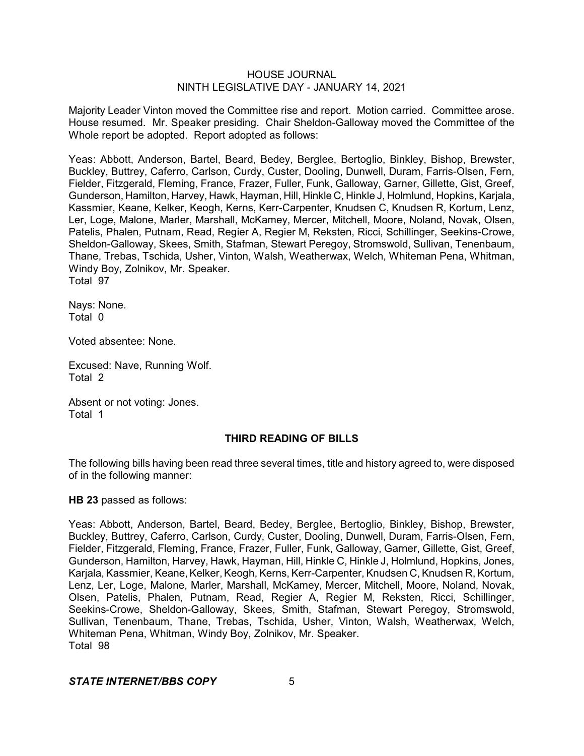Majority Leader Vinton moved the Committee rise and report. Motion carried. Committee arose. House resumed. Mr. Speaker presiding. Chair Sheldon-Galloway moved the Committee of the Whole report be adopted. Report adopted as follows:

Yeas: Abbott, Anderson, Bartel, Beard, Bedey, Berglee, Bertoglio, Binkley, Bishop, Brewster, Buckley, Buttrey, Caferro, Carlson, Curdy, Custer, Dooling, Dunwell, Duram, Farris-Olsen, Fern, Fielder, Fitzgerald, Fleming, France, Frazer, Fuller, Funk, Galloway, Garner, Gillette, Gist, Greef, Gunderson, Hamilton, Harvey, Hawk, Hayman, Hill, Hinkle C, Hinkle J, Holmlund, Hopkins, Karjala, Kassmier, Keane, Kelker, Keogh, Kerns, Kerr-Carpenter, Knudsen C, Knudsen R, Kortum, Lenz, Ler, Loge, Malone, Marler, Marshall, McKamey, Mercer, Mitchell, Moore, Noland, Novak, Olsen, Patelis, Phalen, Putnam, Read, Regier A, Regier M, Reksten, Ricci, Schillinger, Seekins-Crowe, Sheldon-Galloway, Skees, Smith, Stafman, Stewart Peregoy, Stromswold, Sullivan, Tenenbaum, Thane, Trebas, Tschida, Usher, Vinton, Walsh, Weatherwax, Welch, Whiteman Pena, Whitman, Windy Boy, Zolnikov, Mr. Speaker.
Total 97

Nays: None.
Total 0

Voted absentee: None.

Excused: Nave, Running Wolf.
Total 2

Absent or not voting: Jones.
Total 1

## THIRD READING OF BILLS

The following bills having been read three several times, title and history agreed to, were disposed of in the following manner:

**HB 23** passed as follows:

Yeas: Abbott, Anderson, Bartel, Beard, Bedey, Berglee, Bertoglio, Binkley, Bishop, Brewster, Buckley, Buttrey, Caferro, Carlson, Curdy, Custer, Dooling, Dunwell, Duram, Farris-Olsen, Fern, Fielder, Fitzgerald, Fleming, France, Frazer, Fuller, Funk, Galloway, Garner, Gillette, Gist, Greef, Gunderson, Hamilton, Harvey, Hawk, Hayman, Hill, Hinkle C, Hinkle J, Holmlund, Hopkins, Jones, Karjala, Kassmier, Keane, Kelker, Keogh, Kerns, Kerr-Carpenter, Knudsen C, Knudsen R, Kortum, Lenz, Ler, Loge, Malone, Marler, Marshall, McKamey, Mercer, Mitchell, Moore, Noland, Novak, Olsen, Patelis, Phalen, Putnam, Read, Regier A, Regier M, Reksten, Ricci, Schillinger, Seekins-Crowe, Sheldon-Galloway, Skees, Smith, Stafman, Stewart Peregoy, Stromswold, Sullivan, Tenenbaum, Thane, Trebas, Tschida, Usher, Vinton, Walsh, Weatherwax, Welch, Whiteman Pena, Whitman, Windy Boy, Zolnikov, Mr. Speaker.
Total 98

***STATE INTERNET/BBS COPY***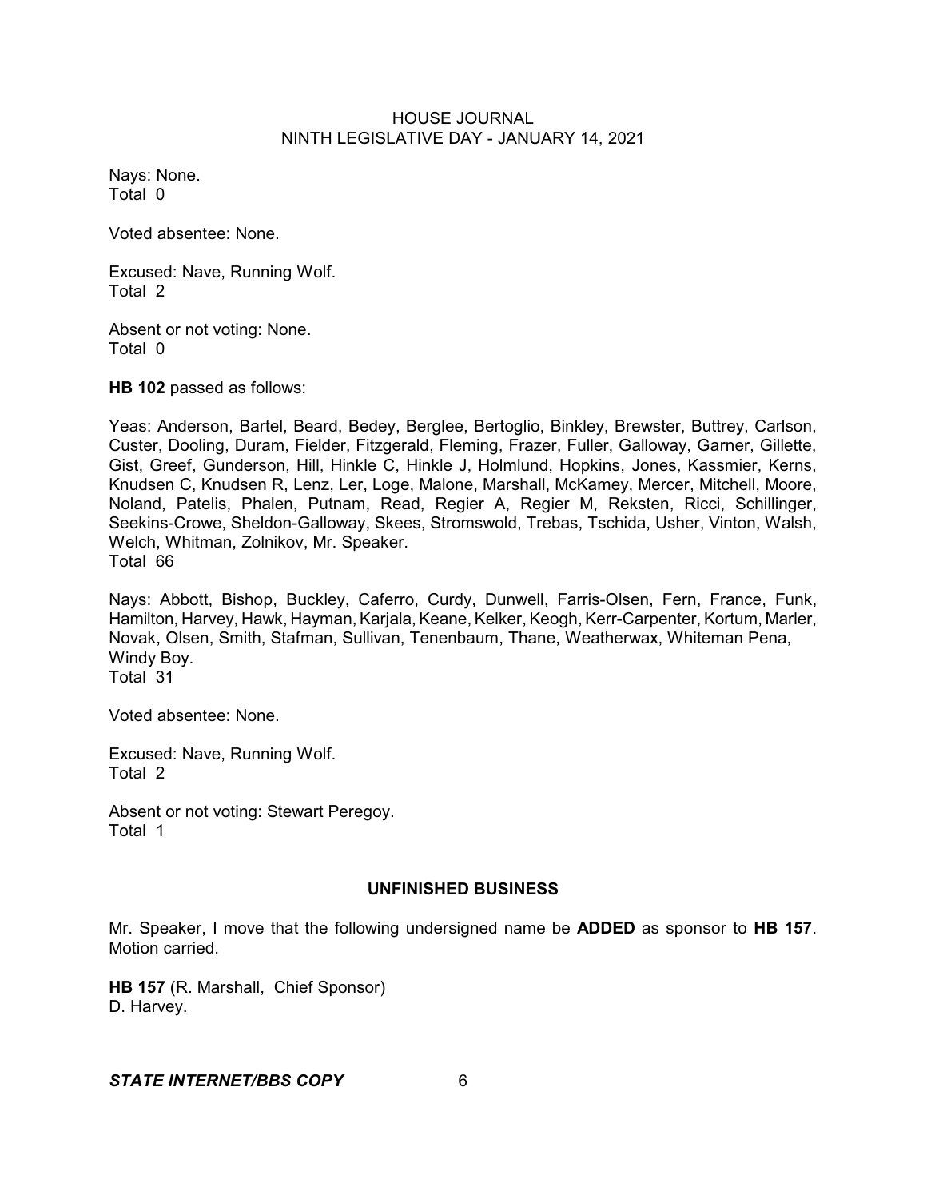Nays: None.
Total 0

Voted absentee: None.

Excused: Nave, Running Wolf.
Total 2

Absent or not voting: None.
Total 0

**HB 102** passed as follows:

Yeas: Anderson, Bartel, Beard, Bedey, Berglee, Bertoglio, Binkley, Brewster, Buttrey, Carlson, Custer, Dooling, Duram, Fielder, Fitzgerald, Fleming, Frazer, Fuller, Galloway, Garner, Gillette, Gist, Greef, Gunderson, Hill, Hinkle C, Hinkle J, Holmlund, Hopkins, Jones, Kassmier, Kerns, Knudsen C, Knudsen R, Lenz, Ler, Loge, Malone, Marshall, McKamey, Mercer, Mitchell, Moore, Noland, Patelis, Phalen, Putnam, Read, Regier A, Regier M, Reksten, Ricci, Schillinger, Seekins-Crowe, Sheldon-Galloway, Skees, Stromswold, Trebas, Tschida, Usher, Vinton, Walsh, Welch, Whitman, Zolnikov, Mr. Speaker.
Total 66

Nays: Abbott, Bishop, Buckley, Caferro, Curdy, Dunwell, Farris-Olsen, Fern, France, Funk, Hamilton, Harvey, Hawk, Hayman, Karjala, Keane, Kelker, Keogh, Kerr-Carpenter, Kortum, Marler, Novak, Olsen, Smith, Stafman, Sullivan, Tenenbaum, Thane, Weatherwax, Whiteman Pena, Windy Boy.
Total 31

Voted absentee: None.

Excused: Nave, Running Wolf.
Total 2

Absent or not voting: Stewart Peregoy.
Total 1

## UNFINISHED BUSINESS

Mr. Speaker, I move that the following undersigned name be **ADDED** as sponsor to **HB 157**. Motion carried.

**HB 157** (R. Marshall, Chief Sponsor)
D. Harvey.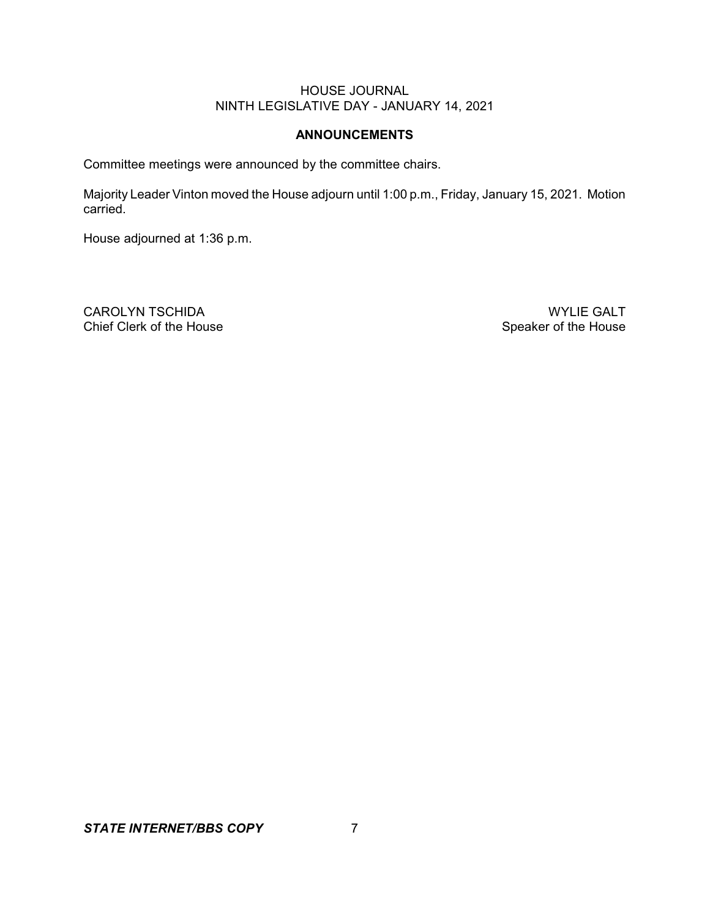HOUSE JOURNAL
NINTH LEGISLATIVE DAY - JANUARY 14, 2021

## ANNOUNCEMENTS

Committee meetings were announced by the committee chairs.

Majority Leader Vinton moved the House adjourn until 1:00 p.m., Friday, January 15, 2021. Motion carried.

House adjourned at 1:36 p.m.

CAROLYN TSCHIDA
Chief Clerk of the House

WYLIE GALT
Speaker of the House